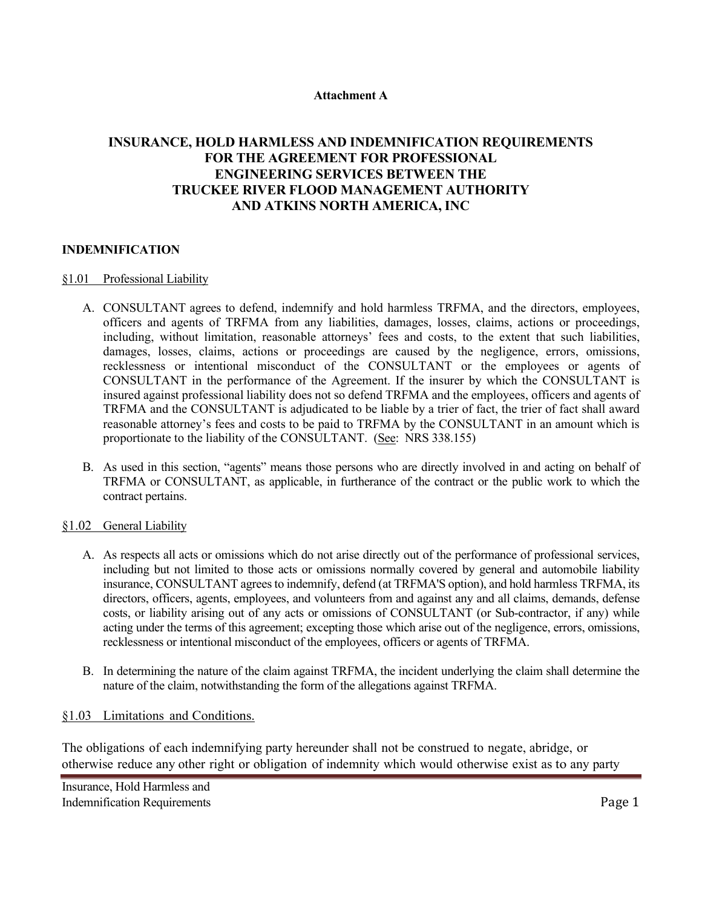**Attachment A**

# INSURANCE, HOLD HARMLESS AND INDEMNIFICATION REQUIREMENTS FOR THE AGREEMENT FOR PROFESSIONAL ENGINEERING SERVICES BETWEEN THE TRUCKEE RIVER FLOOD MANAGEMENT AUTHORITY AND ATKINS NORTH AMERICA, INC

## INDEMNIFICATION

### §1.01 Professional Liability

A. CONSULTANT agrees to defend, indemnify and hold harmless TRFMA, and the directors, employees, officers and agents of TRFMA from any liabilities, damages, losses, claims, actions or proceedings, including, without limitation, reasonable attorneys' fees and costs, to the extent that such liabilities, damages, losses, claims, actions or proceedings are caused by the negligence, errors, omissions, recklessness or intentional misconduct of the CONSULTANT or the employees or agents of CONSULTANT in the performance of the Agreement. If the insurer by which the CONSULTANT is insured against professional liability does not so defend TRFMA and the employees, officers and agents of TRFMA and the CONSULTANT is adjudicated to be liable by a trier of fact, the trier of fact shall award reasonable attorney's fees and costs to be paid to TRFMA by the CONSULTANT in an amount which is proportionate to the liability of the CONSULTANT. (See: NRS 338.155)

B. As used in this section, "agents" means those persons who are directly involved in and acting on behalf of TRFMA or CONSULTANT, as applicable, in furtherance of the contract or the public work to which the contract pertains.

### §1.02 General Liability

A. As respects all acts or omissions which do not arise directly out of the performance of professional services, including but not limited to those acts or omissions normally covered by general and automobile liability insurance, CONSULTANT agrees to indemnify, defend (at TRFMA'S option), and hold harmless TRFMA, its directors, officers, agents, employees, and volunteers from and against any and all claims, demands, defense costs, or liability arising out of any acts or omissions of CONSULTANT (or Sub-contractor, if any) while acting under the terms of this agreement; excepting those which arise out of the negligence, errors, omissions, recklessness or intentional misconduct of the employees, officers or agents of TRFMA.

B. In determining the nature of the claim against TRFMA, the incident underlying the claim shall determine the nature of the claim, notwithstanding the form of the allegations against TRFMA.

### §1.03 Limitations and Conditions.

The obligations of each indemnifying party hereunder shall not be construed to negate, abridge, or otherwise reduce any other right or obligation of indemnity which would otherwise exist as to any party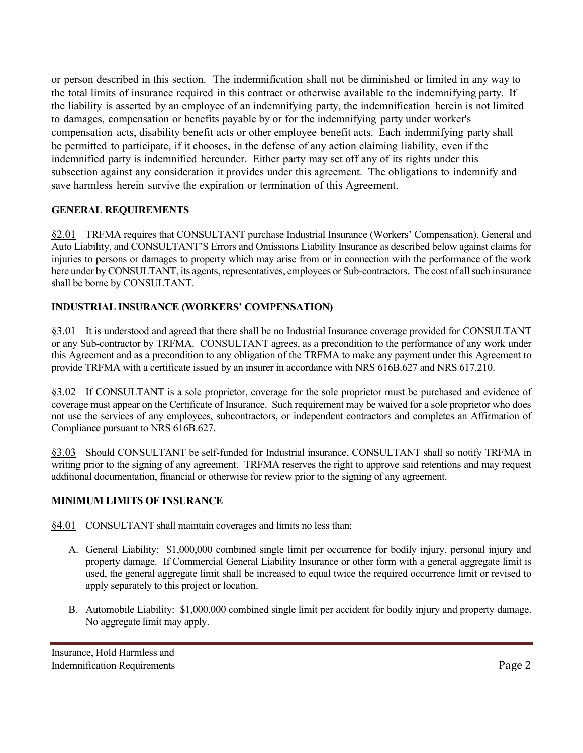or person described in this section. The indemnification shall not be diminished or limited in any way to the total limits of insurance required in this contract or otherwise available to the indemnifying party. If the liability is asserted by an employee of an indemnifying party, the indemnification herein is not limited to damages, compensation or benefits payable by or for the indemnifying party under worker's compensation acts, disability benefit acts or other employee benefit acts. Each indemnifying party shall be permitted to participate, if it chooses, in the defense of any action claiming liability, even if the indemnified party is indemnified hereunder. Either party may set off any of its rights under this subsection against any consideration it provides under this agreement. The obligations to indemnify and save harmless herein survive the expiration or termination of this Agreement.

**GENERAL REQUIREMENTS**

§2.01 TRFMA requires that CONSULTANT purchase Industrial Insurance (Workers' Compensation), General and Auto Liability, and CONSULTANT'S Errors and Omissions Liability Insurance as described below against claims for injuries to persons or damages to property which may arise from or in connection with the performance of the work here under by CONSULTANT, its agents, representatives, employees or Sub-contractors. The cost of all such insurance shall be borne by CONSULTANT.

**INDUSTRIAL INSURANCE (WORKERS' COMPENSATION)**

§3.01 It is understood and agreed that there shall be no Industrial Insurance coverage provided for CONSULTANT or any Sub-contractor by TRFMA. CONSULTANT agrees, as a precondition to the performance of any work under this Agreement and as a precondition to any obligation of the TRFMA to make any payment under this Agreement to provide TRFMA with a certificate issued by an insurer in accordance with NRS 616B.627 and NRS 617.210.

§3.02 If CONSULTANT is a sole proprietor, coverage for the sole proprietor must be purchased and evidence of coverage must appear on the Certificate of Insurance. Such requirement may be waived for a sole proprietor who does not use the services of any employees, subcontractors, or independent contractors and completes an Affirmation of Compliance pursuant to NRS 616B.627.

§3.03 Should CONSULTANT be self-funded for Industrial insurance, CONSULTANT shall so notify TRFMA in writing prior to the signing of any agreement. TRFMA reserves the right to approve said retentions and may request additional documentation, financial or otherwise for review prior to the signing of any agreement.

**MINIMUM LIMITS OF INSURANCE**

§4.01 CONSULTANT shall maintain coverages and limits no less than:

A. General Liability: $1,000,000 combined single limit per occurrence for bodily injury, personal injury and property damage. If Commercial General Liability Insurance or other form with a general aggregate limit is used, the general aggregate limit shall be increased to equal twice the required occurrence limit or revised to apply separately to this project or location.

B. Automobile Liability: $1,000,000 combined single limit per accident for bodily injury and property damage. No aggregate limit may apply.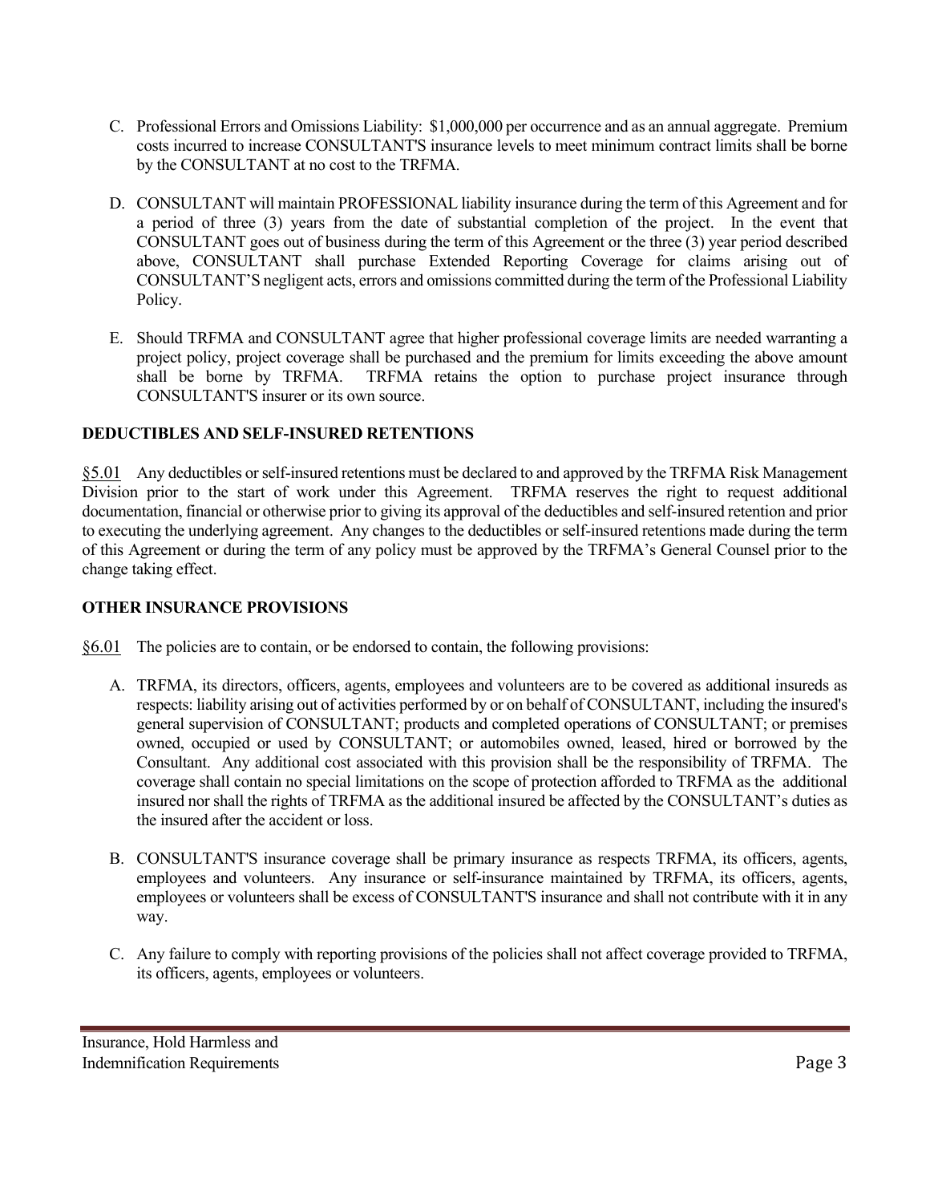C. Professional Errors and Omissions Liability: $1,000,000 per occurrence and as an annual aggregate. Premium costs incurred to increase CONSULTANT'S insurance levels to meet minimum contract limits shall be borne by the CONSULTANT at no cost to the TRFMA.

D. CONSULTANT will maintain PROFESSIONAL liability insurance during the term of this Agreement and for a period of three (3) years from the date of substantial completion of the project. In the event that CONSULTANT goes out of business during the term of this Agreement or the three (3) year period described above, CONSULTANT shall purchase Extended Reporting Coverage for claims arising out of CONSULTANT'S negligent acts, errors and omissions committed during the term of the Professional Liability Policy.

E. Should TRFMA and CONSULTANT agree that higher professional coverage limits are needed warranting a project policy, project coverage shall be purchased and the premium for limits exceeding the above amount shall be borne by TRFMA. TRFMA retains the option to purchase project insurance through CONSULTANT'S insurer or its own source.

**DEDUCTIBLES AND SELF-INSURED RETENTIONS**

§5.01 Any deductibles or self-insured retentions must be declared to and approved by the TRFMA Risk Management Division prior to the start of work under this Agreement. TRFMA reserves the right to request additional documentation, financial or otherwise prior to giving its approval of the deductibles and self-insured retention and prior to executing the underlying agreement. Any changes to the deductibles or self-insured retentions made during the term of this Agreement or during the term of any policy must be approved by the TRFMA's General Counsel prior to the change taking effect.

**OTHER INSURANCE PROVISIONS**

§6.01 The policies are to contain, or be endorsed to contain, the following provisions:

A. TRFMA, its directors, officers, agents, employees and volunteers are to be covered as additional insureds as respects: liability arising out of activities performed by or on behalf of CONSULTANT, including the insured's general supervision of CONSULTANT; products and completed operations of CONSULTANT; or premises owned, occupied or used by CONSULTANT; or automobiles owned, leased, hired or borrowed by the Consultant. Any additional cost associated with this provision shall be the responsibility of TRFMA. The coverage shall contain no special limitations on the scope of protection afforded to TRFMA as the additional insured nor shall the rights of TRFMA as the additional insured be affected by the CONSULTANT's duties as the insured after the accident or loss.

B. CONSULTANT'S insurance coverage shall be primary insurance as respects TRFMA, its officers, agents, employees and volunteers. Any insurance or self-insurance maintained by TRFMA, its officers, agents, employees or volunteers shall be excess of CONSULTANT'S insurance and shall not contribute with it in any way.

C. Any failure to comply with reporting provisions of the policies shall not affect coverage provided to TRFMA, its officers, agents, employees or volunteers.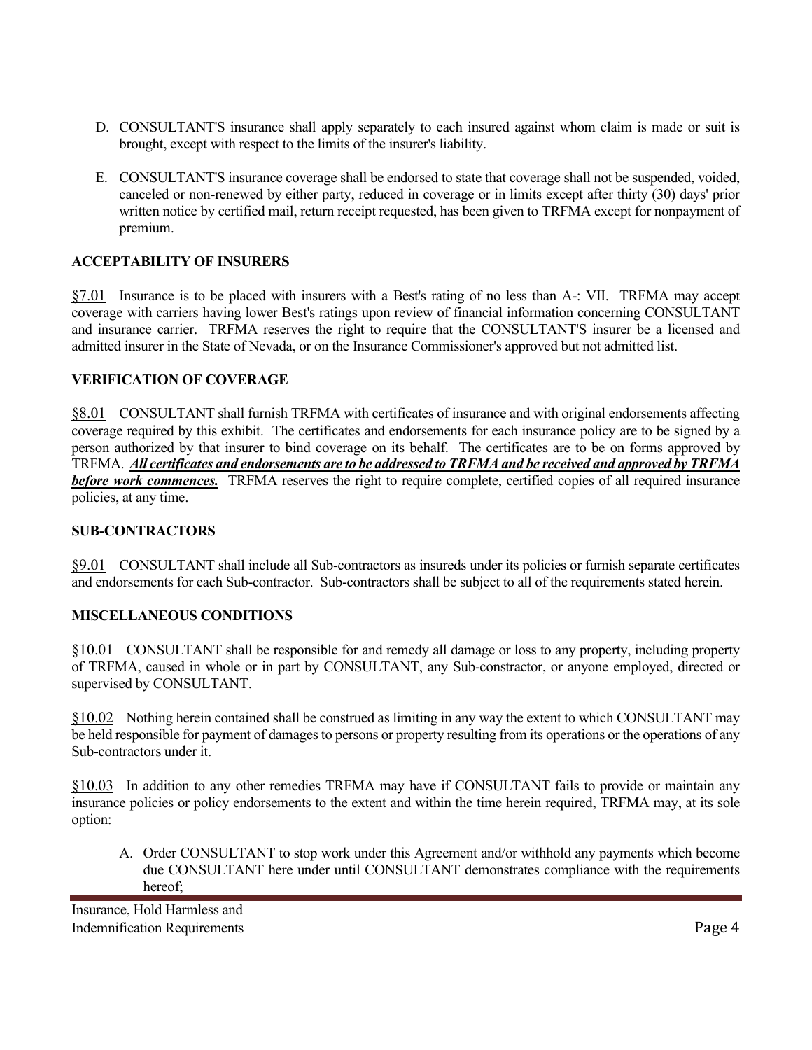D. CONSULTANT'S insurance shall apply separately to each insured against whom claim is made or suit is brought, except with respect to the limits of the insurer's liability.

E. CONSULTANT'S insurance coverage shall be endorsed to state that coverage shall not be suspended, voided, canceled or non-renewed by either party, reduced in coverage or in limits except after thirty (30) days' prior written notice by certified mail, return receipt requested, has been given to TRFMA except for nonpayment of premium.

**ACCEPTABILITY OF INSURERS**

§7.01 Insurance is to be placed with insurers with a Best's rating of no less than A-: VII. TRFMA may accept coverage with carriers having lower Best's ratings upon review of financial information concerning CONSULTANT and insurance carrier. TRFMA reserves the right to require that the CONSULTANT'S insurer be a licensed and admitted insurer in the State of Nevada, or on the Insurance Commissioner's approved but not admitted list.

**VERIFICATION OF COVERAGE**

§8.01 CONSULTANT shall furnish TRFMA with certificates of insurance and with original endorsements affecting coverage required by this exhibit. The certificates and endorsements for each insurance policy are to be signed by a person authorized by that insurer to bind coverage on its behalf. The certificates are to be on forms approved by TRFMA. ***All certificates and endorsements are to be addressed to TRFMA and be received and approved by TRFMA before work commences.*** TRFMA reserves the right to require complete, certified copies of all required insurance policies, at any time.

**SUB-CONTRACTORS**

§9.01 CONSULTANT shall include all Sub-contractors as insureds under its policies or furnish separate certificates and endorsements for each Sub-contractor. Sub-contractors shall be subject to all of the requirements stated herein.

**MISCELLANEOUS CONDITIONS**

§10.01 CONSULTANT shall be responsible for and remedy all damage or loss to any property, including property of TRFMA, caused in whole or in part by CONSULTANT, any Sub-constractor, or anyone employed, directed or supervised by CONSULTANT.

§10.02 Nothing herein contained shall be construed as limiting in any way the extent to which CONSULTANT may be held responsible for payment of damages to persons or property resulting from its operations or the operations of any Sub-contractors under it.

§10.03 In addition to any other remedies TRFMA may have if CONSULTANT fails to provide or maintain any insurance policies or policy endorsements to the extent and within the time herein required, TRFMA may, at its sole option:

A. Order CONSULTANT to stop work under this Agreement and/or withhold any payments which become due CONSULTANT here under until CONSULTANT demonstrates compliance with the requirements hereof;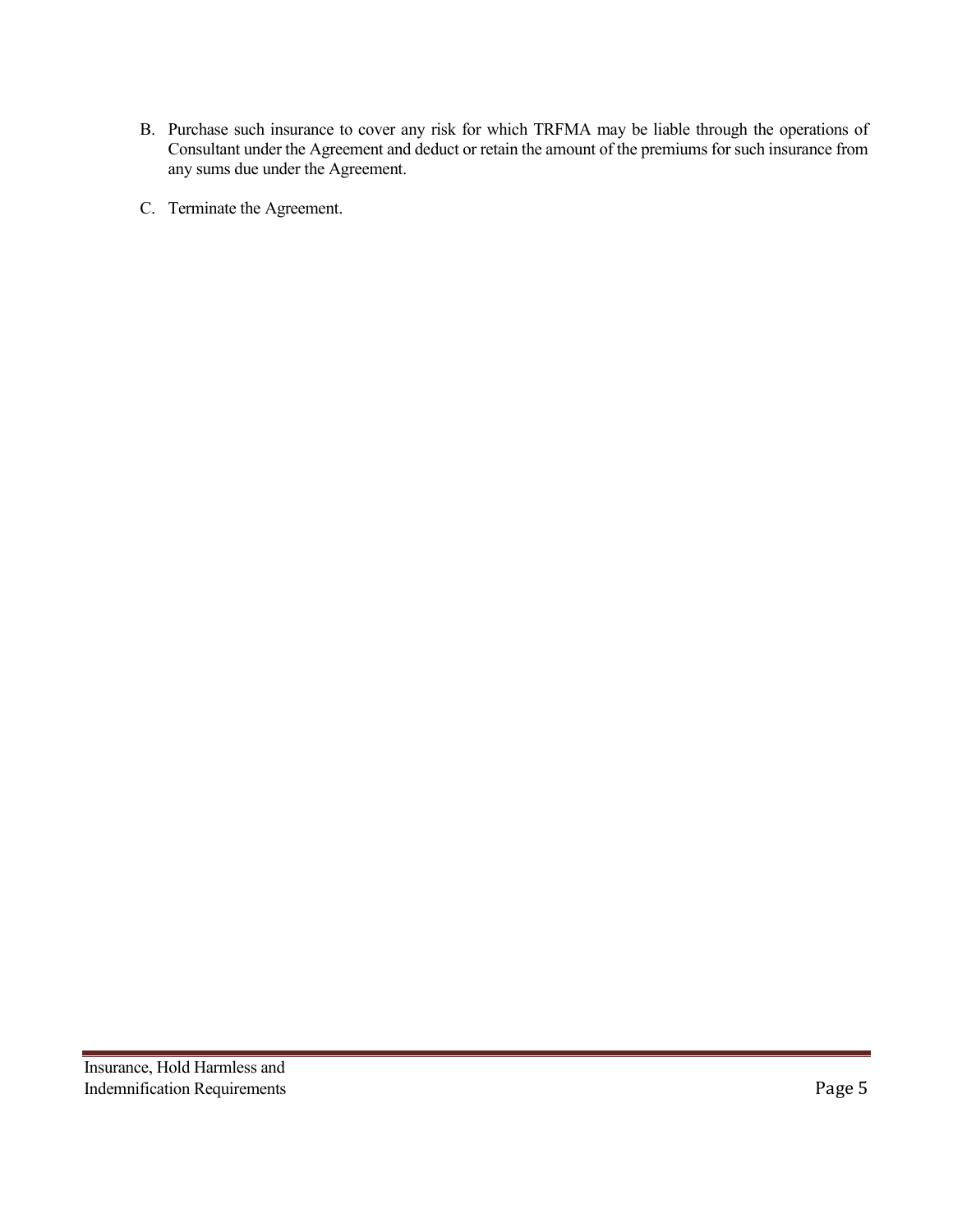B. Purchase such insurance to cover any risk for which TRFMA may be liable through the operations of Consultant under the Agreement and deduct or retain the amount of the premiums for such insurance from any sums due under the Agreement.

C. Terminate the Agreement.